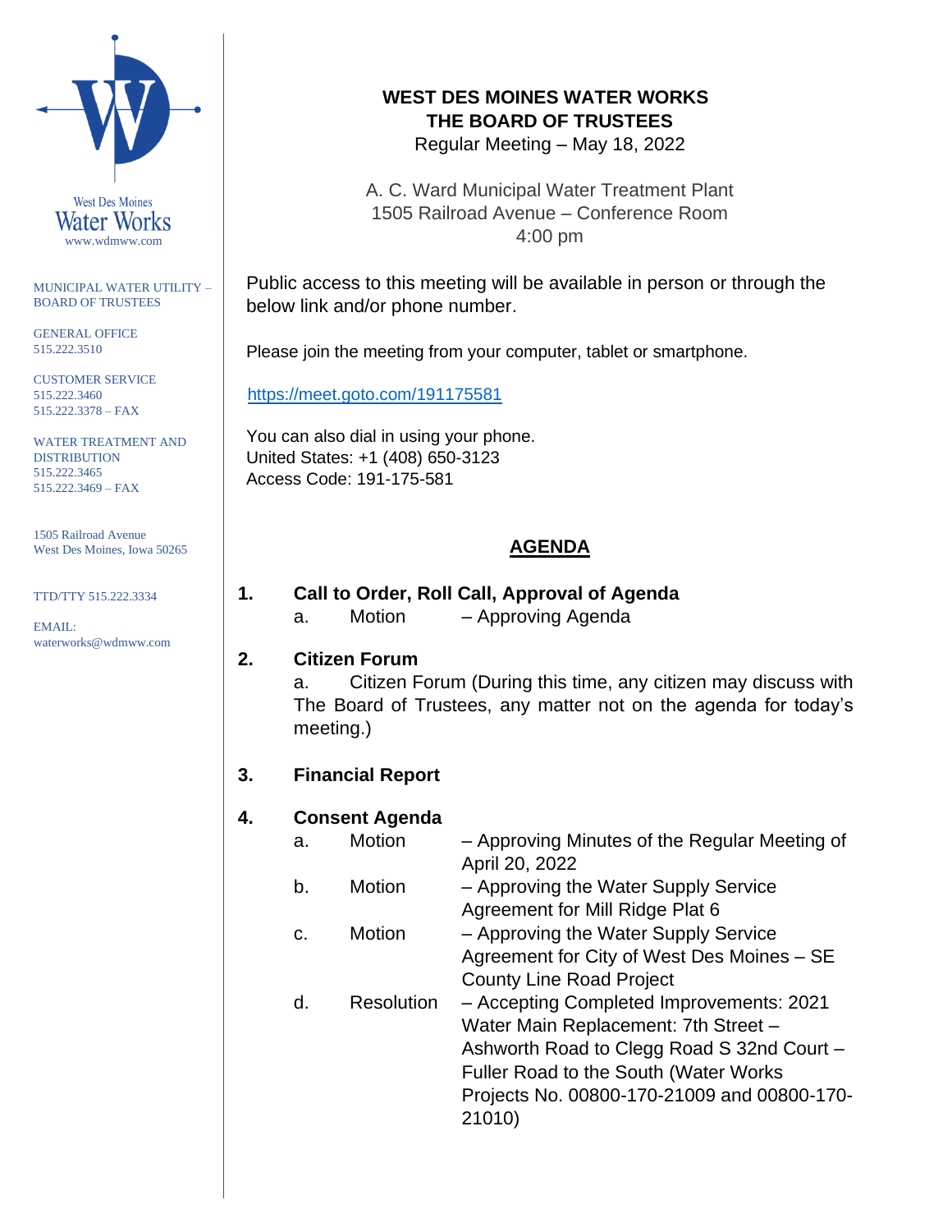West Des Moines Water Works
www.wdmww.com

MUNICIPAL WATER UTILITY – BOARD OF TRUSTEES

GENERAL OFFICE
515.222.3510

CUSTOMER SERVICE
515.222.3460
515.222.3378 – FAX

WATER TREATMENT AND DISTRIBUTION
515.222.3465
515.222.3469 – FAX

1505 Railroad Avenue
West Des Moines, Iowa 50265

TTD/TTY 515.222.3334

EMAIL:
waterworks@wdmww.com

# WEST DES MOINES WATER WORKS
# THE BOARD OF TRUSTEES

Regular Meeting – May 18, 2022

A. C. Ward Municipal Water Treatment Plant
1505 Railroad Avenue – Conference Room
4:00 pm

Public access to this meeting will be available in person or through the below link and/or phone number.

Please join the meeting from your computer, tablet or smartphone.

https://meet.goto.com/191175581

You can also dial in using your phone.
United States: +1 (408) 650-3123
Access Code: 191-175-581

## AGENDA

**1. Call to Order, Roll Call, Approval of Agenda**

a. Motion – Approving Agenda

**2. Citizen Forum**

a. Citizen Forum (During this time, any citizen may discuss with The Board of Trustees, any matter not on the agenda for today's meeting.)

**3. Financial Report**

**4. Consent Agenda**

a. Motion – Approving Minutes of the Regular Meeting of April 20, 2022

b. Motion – Approving the Water Supply Service Agreement for Mill Ridge Plat 6

c. Motion – Approving the Water Supply Service Agreement for City of West Des Moines – SE County Line Road Project

d. Resolution – Accepting Completed Improvements: 2021 Water Main Replacement: 7th Street – Ashworth Road to Clegg Road S 32nd Court – Fuller Road to the South (Water Works Projects No. 00800-170-21009 and 00800-170-21010)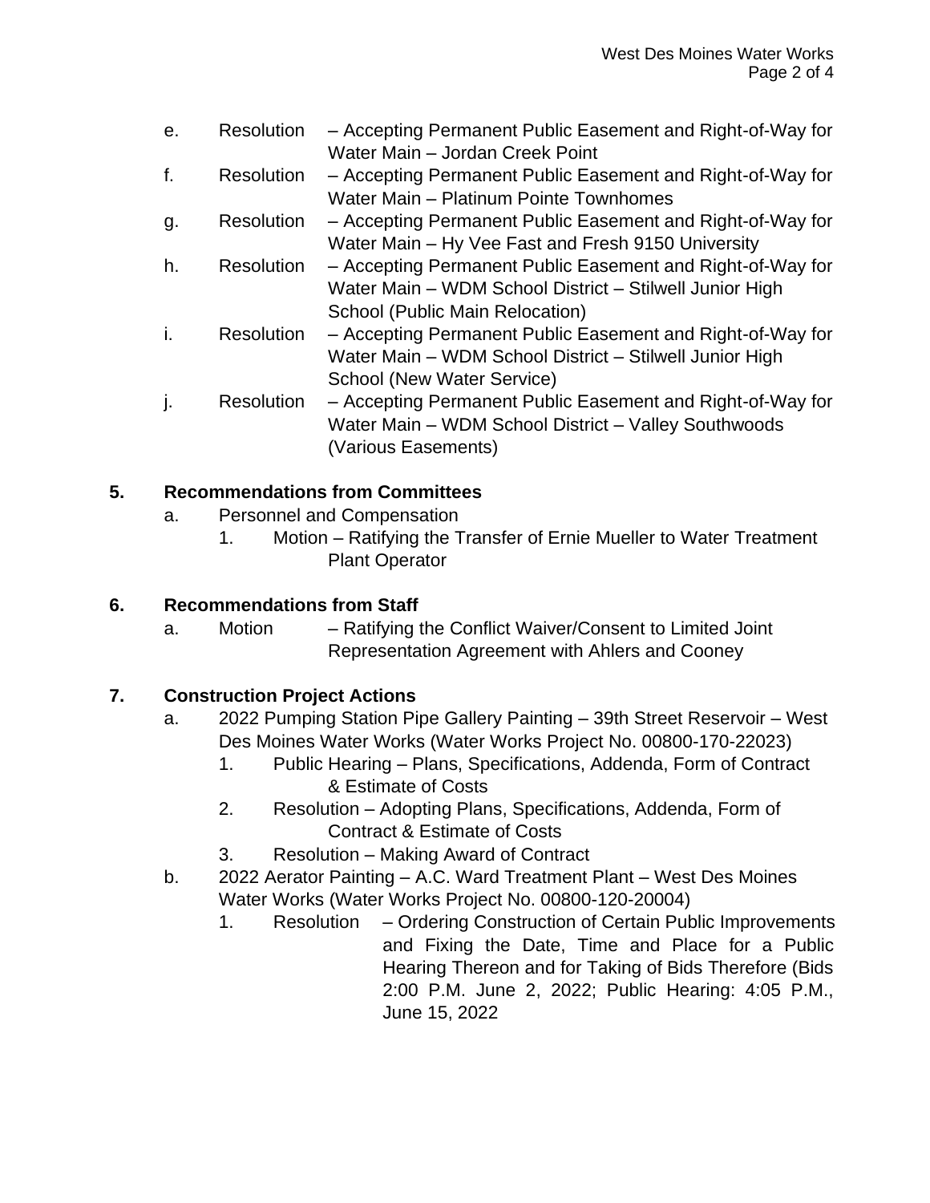e. Resolution – Accepting Permanent Public Easement and Right-of-Way for Water Main – Jordan Creek Point

f. Resolution – Accepting Permanent Public Easement and Right-of-Way for Water Main – Platinum Pointe Townhomes

g. Resolution – Accepting Permanent Public Easement and Right-of-Way for Water Main – Hy Vee Fast and Fresh 9150 University

h. Resolution – Accepting Permanent Public Easement and Right-of-Way for Water Main – WDM School District – Stilwell Junior High School (Public Main Relocation)

i. Resolution – Accepting Permanent Public Easement and Right-of-Way for Water Main – WDM School District – Stilwell Junior High School (New Water Service)

j. Resolution – Accepting Permanent Public Easement and Right-of-Way for Water Main – WDM School District – Valley Southwoods (Various Easements)

**5. Recommendations from Committees**

a. Personnel and Compensation

1. Motion – Ratifying the Transfer of Ernie Mueller to Water Treatment Plant Operator

**6. Recommendations from Staff**

a. Motion – Ratifying the Conflict Waiver/Consent to Limited Joint Representation Agreement with Ahlers and Cooney

**7. Construction Project Actions**

a. 2022 Pumping Station Pipe Gallery Painting – 39th Street Reservoir – West Des Moines Water Works (Water Works Project No. 00800-170-22023)

1. Public Hearing – Plans, Specifications, Addenda, Form of Contract & Estimate of Costs
2. Resolution – Adopting Plans, Specifications, Addenda, Form of Contract & Estimate of Costs
3. Resolution – Making Award of Contract

b. 2022 Aerator Painting – A.C. Ward Treatment Plant – West Des Moines Water Works (Water Works Project No. 00800-120-20004)

1. Resolution – Ordering Construction of Certain Public Improvements and Fixing the Date, Time and Place for a Public Hearing Thereon and for Taking of Bids Therefore (Bids 2:00 P.M. June 2, 2022; Public Hearing: 4:05 P.M., June 15, 2022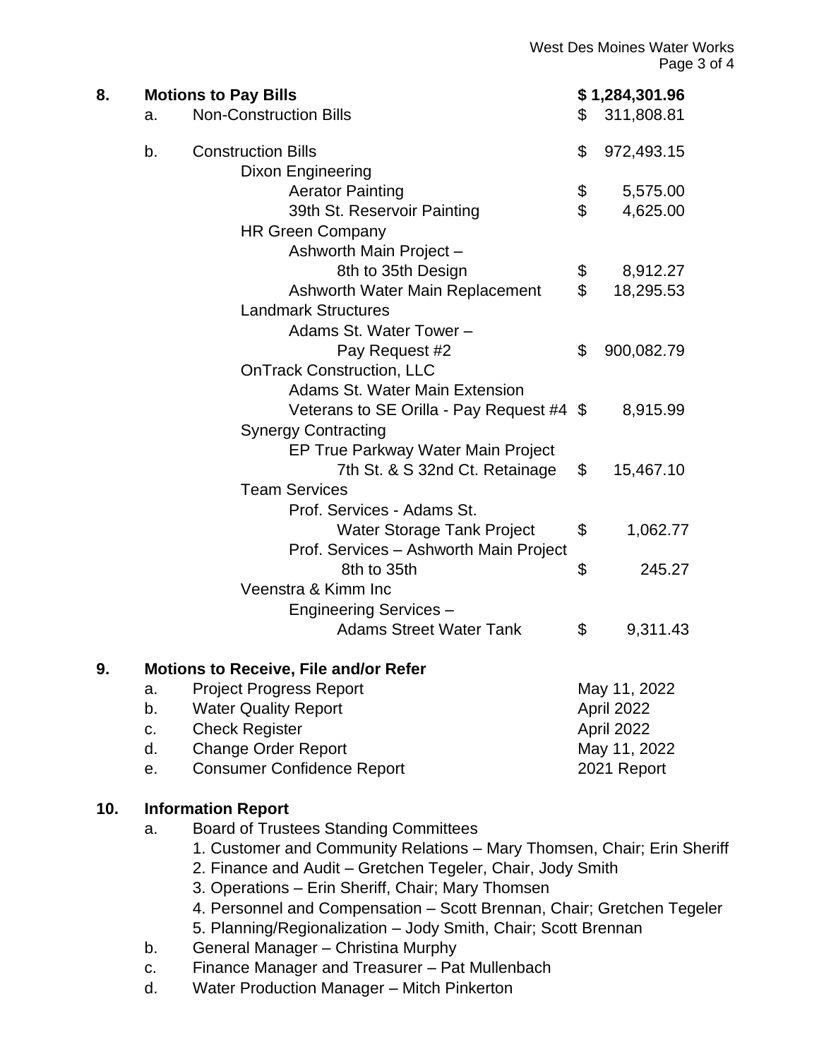## 8. Motions to Pay Bills — $ 1,284,301.96

| | | Amount |
|---|---|---|
| a. | Non-Construction Bills | $ 311,808.81 |
| b. | Construction Bills | $ 972,493.15 |
| | Dixon Engineering | |
| | Aerator Painting | $ 5,575.00 |
| | 39th St. Reservoir Painting | $ 4,625.00 |
| | HR Green Company | |
| | Ashworth Main Project – 8th to 35th Design | $ 8,912.27 |
| | Ashworth Water Main Replacement | $ 18,295.53 |
| | Landmark Structures | |
| | Adams St. Water Tower – Pay Request #2 | $ 900,082.79 |
| | OnTrack Construction, LLC | |
| | Adams St. Water Main Extension Veterans to SE Orilla - Pay Request #4 | $ 8,915.99 |
| | Synergy Contracting | |
| | EP True Parkway Water Main Project 7th St. & S 32nd Ct. Retainage | $ 15,467.10 |
| | Team Services | |
| | Prof. Services - Adams St. Water Storage Tank Project | $ 1,062.77 |
| | Prof. Services – Ashworth Main Project 8th to 35th | $ 245.27 |
| | Veenstra & Kimm Inc | |
| | Engineering Services – Adams Street Water Tank | $ 9,311.43 |

## 9. Motions to Receive, File and/or Refer

| | | |
|---|---|---|
| a. | Project Progress Report | May 11, 2022 |
| b. | Water Quality Report | April 2022 |
| c. | Check Register | April 2022 |
| d. | Change Order Report | May 11, 2022 |
| e. | Consumer Confidence Report | 2021 Report |

## 10. Information Report

a. Board of Trustees Standing Committees
   1. Customer and Community Relations – Mary Thomsen, Chair; Erin Sheriff
   2. Finance and Audit – Gretchen Tegeler, Chair, Jody Smith
   3. Operations – Erin Sheriff, Chair; Mary Thomsen
   4. Personnel and Compensation – Scott Brennan, Chair; Gretchen Tegeler
   5. Planning/Regionalization – Jody Smith, Chair; Scott Brennan

b. General Manager – Christina Murphy

c. Finance Manager and Treasurer – Pat Mullenbach

d. Water Production Manager – Mitch Pinkerton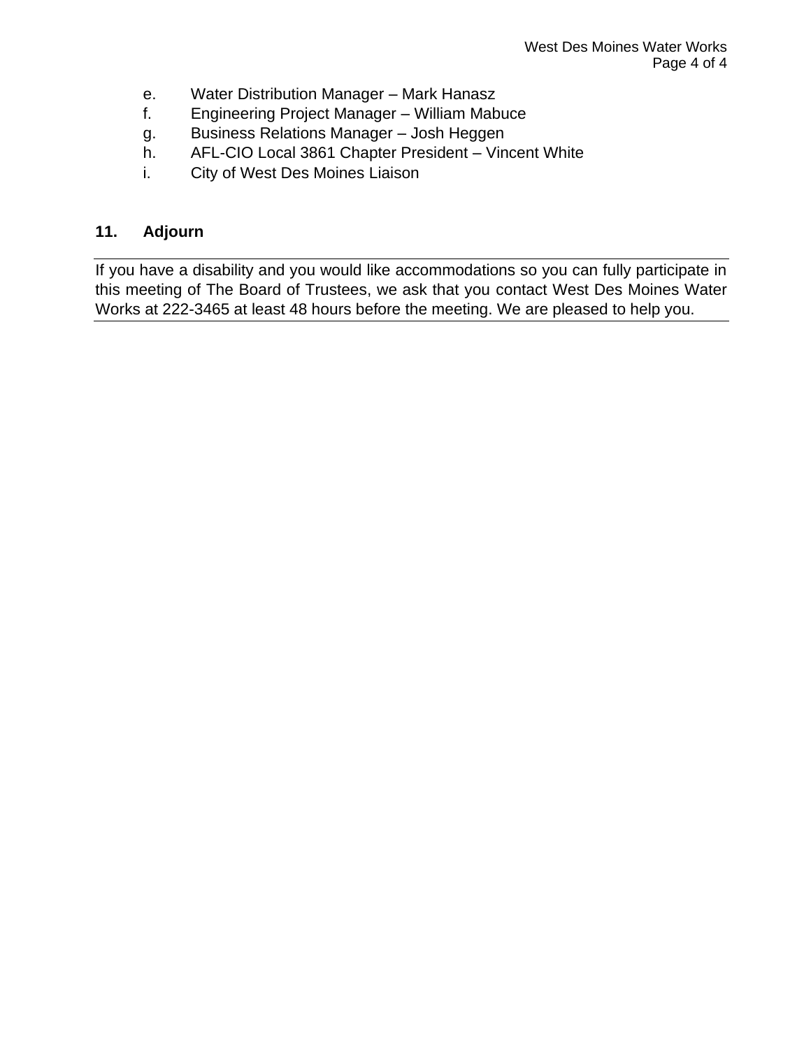e. Water Distribution Manager – Mark Hanasz
f. Engineering Project Manager – William Mabuce
g. Business Relations Manager – Josh Heggen
h. AFL-CIO Local 3861 Chapter President – Vincent White
i. City of West Des Moines Liaison

**11. Adjourn**

---

If you have a disability and you would like accommodations so you can fully participate in this meeting of The Board of Trustees, we ask that you contact West Des Moines Water Works at 222-3465 at least 48 hours before the meeting. We are pleased to help you.

---